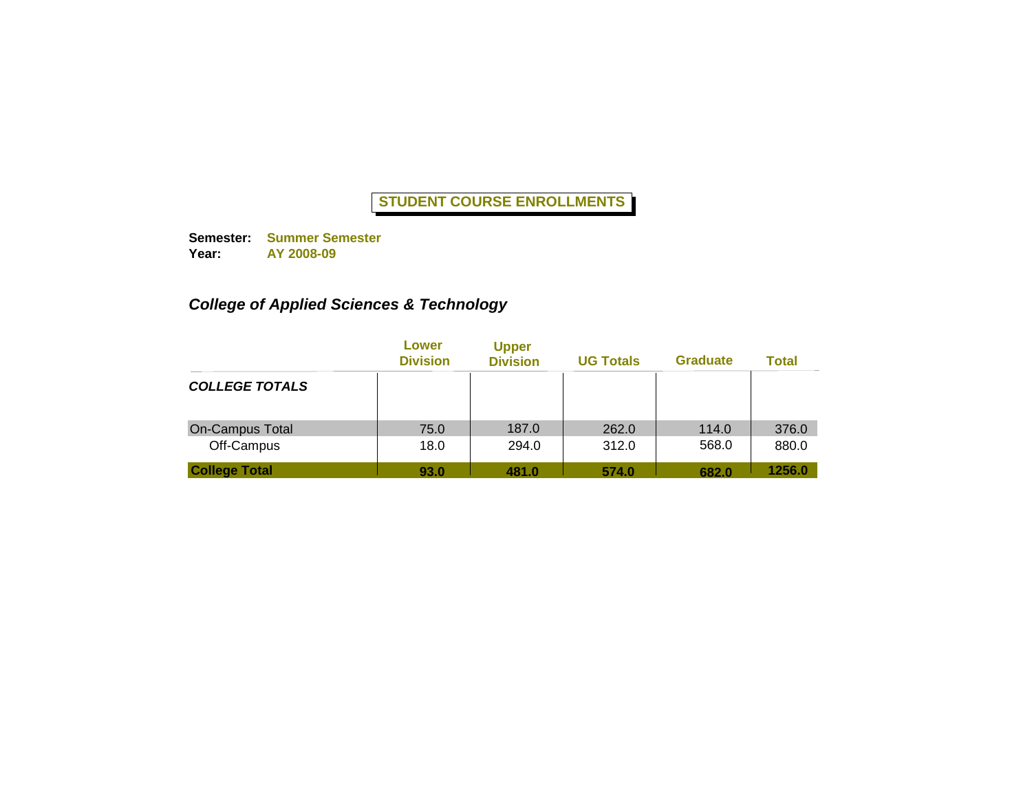# STUDENT COURSE ENROLLMENTS

**Semester:** **Summer Semester**
**Year:** **AY 2008-09**

## *College of Applied Sciences & Technology*

| | Lower Division | Upper Division | UG Totals | Graduate | Total |
|---|---|---|---|---|---|
| ***COLLEGE TOTALS*** | | | | | |
| On-Campus Total | 75.0 | 187.0 | 262.0 | 114.0 | 376.0 |
| Off-Campus | 18.0 | 294.0 | 312.0 | 568.0 | 880.0 |
| **College Total** | **93.0** | **481.0** | **574.0** | **682.0** | **1256.0** |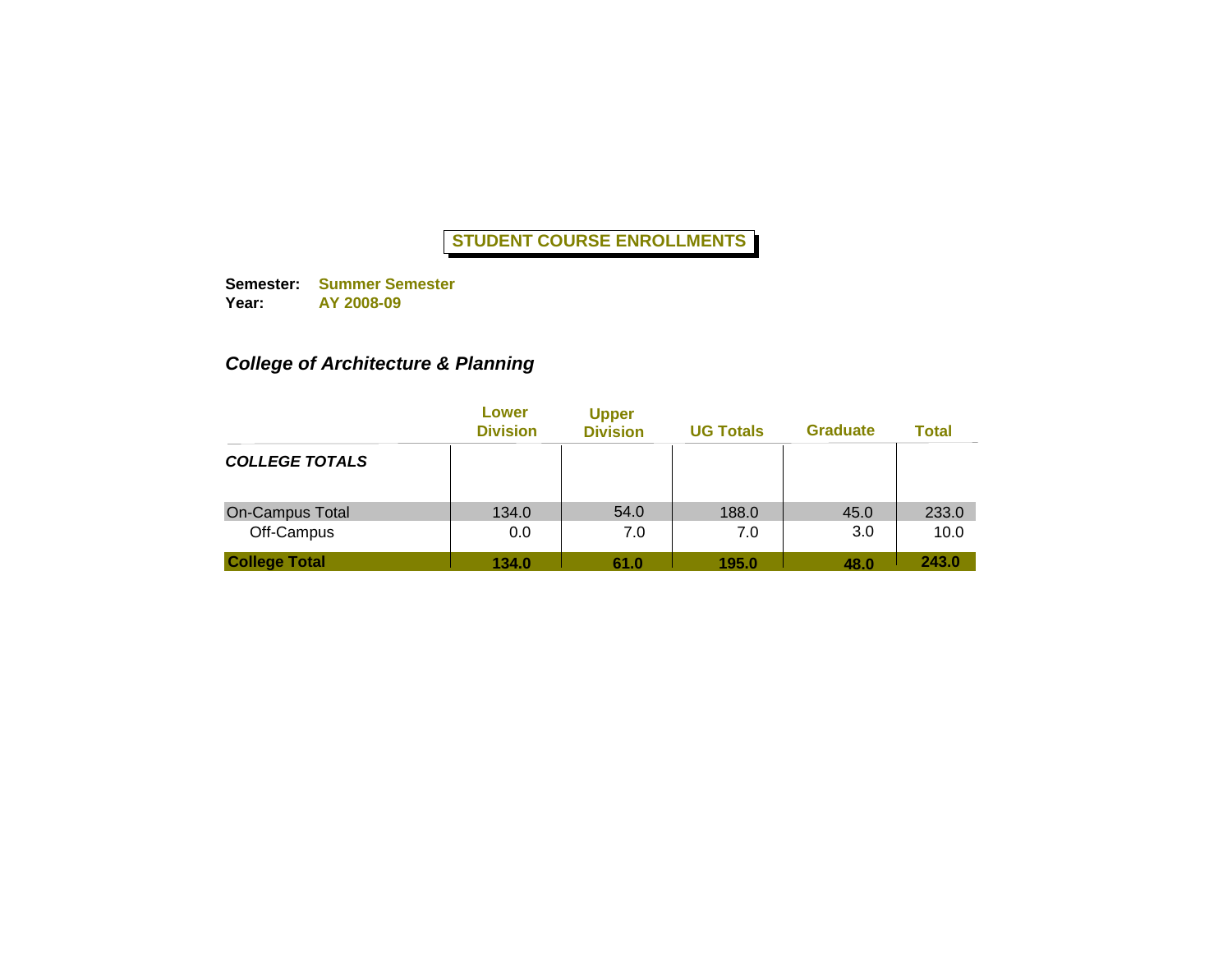**STUDENT COURSE ENROLLMENTS**

**Semester:** **Summer Semester**
**Year:** **AY 2008-09**

***College of Architecture & Planning***

| | Lower Division | Upper Division | UG Totals | Graduate | Total |
|---|---|---|---|---|---|
| ***COLLEGE TOTALS*** | | | | | |
| On-Campus Total | 134.0 | 54.0 | 188.0 | 45.0 | 233.0 |
| Off-Campus | 0.0 | 7.0 | 7.0 | 3.0 | 10.0 |
| **College Total** | **134.0** | **61.0** | **195.0** | **48.0** | **243.0** |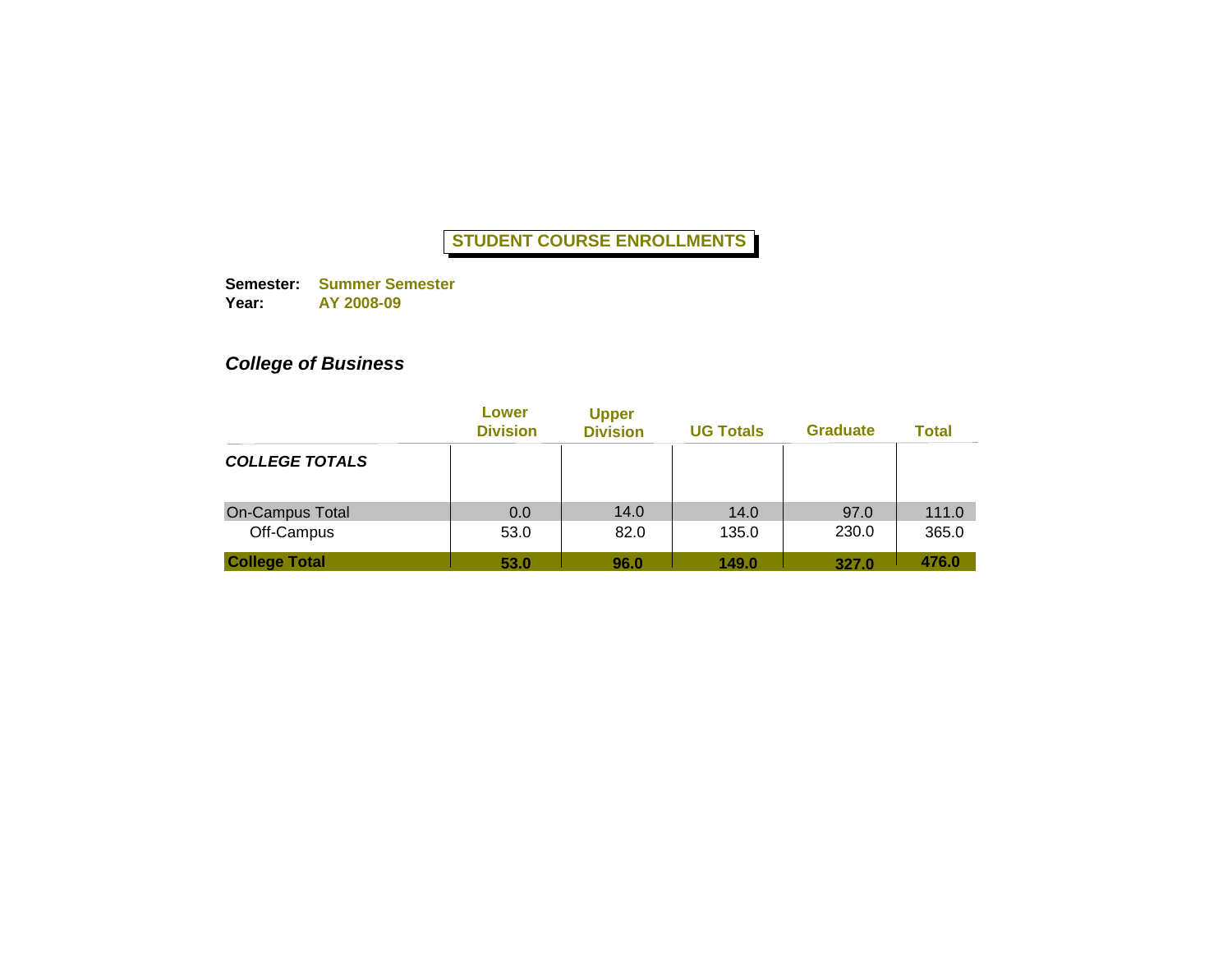# STUDENT COURSE ENROLLMENTS

**Semester:** **Summer Semester**
**Year:** **AY 2008-09**

### *College of Business*

| | Lower Division | Upper Division | UG Totals | Graduate | Total |
|---|---|---|---|---|---|
| ***COLLEGE TOTALS*** | | | | | |
| On-Campus Total | 0.0 | 14.0 | 14.0 | 97.0 | 111.0 |
| Off-Campus | 53.0 | 82.0 | 135.0 | 230.0 | 365.0 |
| **College Total** | **53.0** | **96.0** | **149.0** | **327.0** | **476.0** |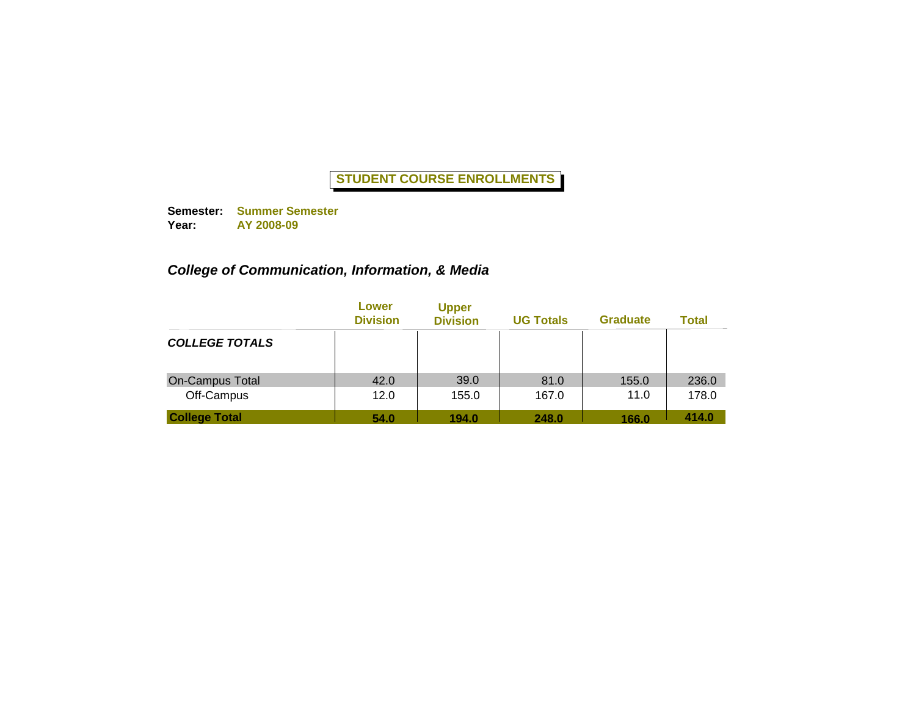## STUDENT COURSE ENROLLMENTS

**Semester:** **Summer Semester**
**Year:** **AY 2008-09**

### *College of Communication, Information, & Media*

| | Lower Division | Upper Division | UG Totals | Graduate | Total |
|---|---|---|---|---|---|
| ***COLLEGE TOTALS*** | | | | | |
| On-Campus Total | 42.0 | 39.0 | 81.0 | 155.0 | 236.0 |
| Off-Campus | 12.0 | 155.0 | 167.0 | 11.0 | 178.0 |
| **College Total** | **54.0** | **194.0** | **248.0** | **166.0** | **414.0** |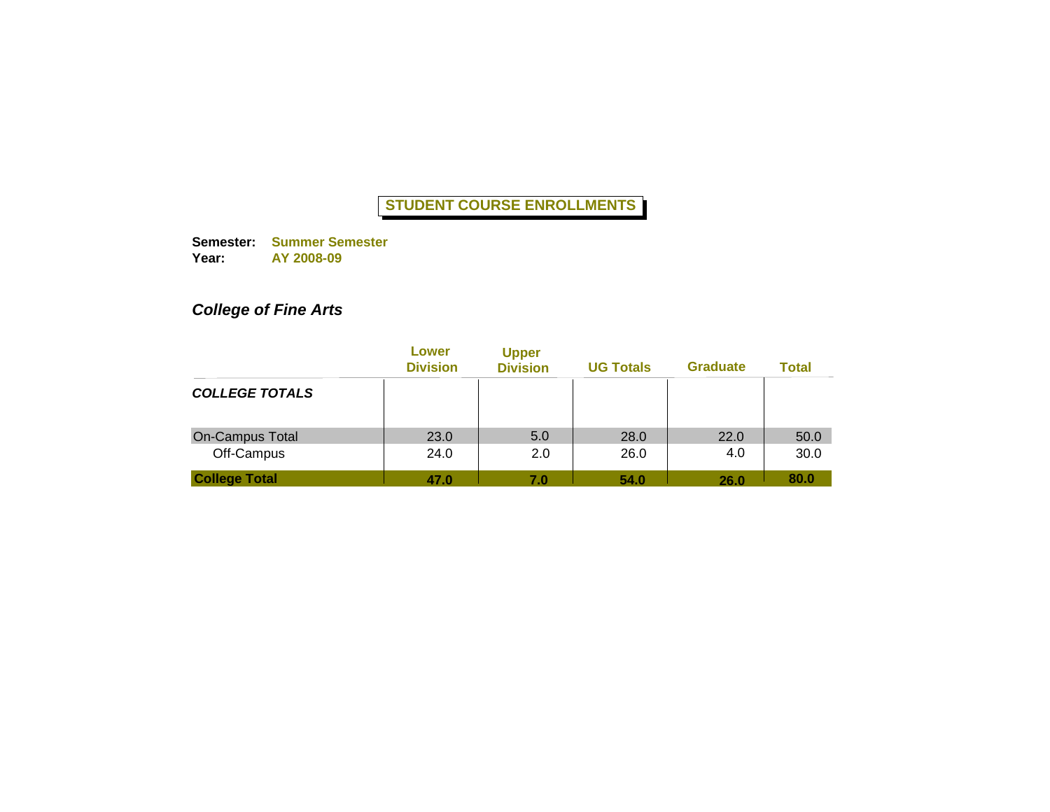**STUDENT COURSE ENROLLMENTS**

**Semester:** **Summer Semester**
**Year:** **AY 2008-09**

***College of Fine Arts***

| | Lower Division | Upper Division | UG Totals | Graduate | Total |
|---|---|---|---|---|---|
| ***COLLEGE TOTALS*** | | | | | |
| On-Campus Total | 23.0 | 5.0 | 28.0 | 22.0 | 50.0 |
| Off-Campus | 24.0 | 2.0 | 26.0 | 4.0 | 30.0 |
| **College Total** | **47.0** | **7.0** | **54.0** | **26.0** | **80.0** |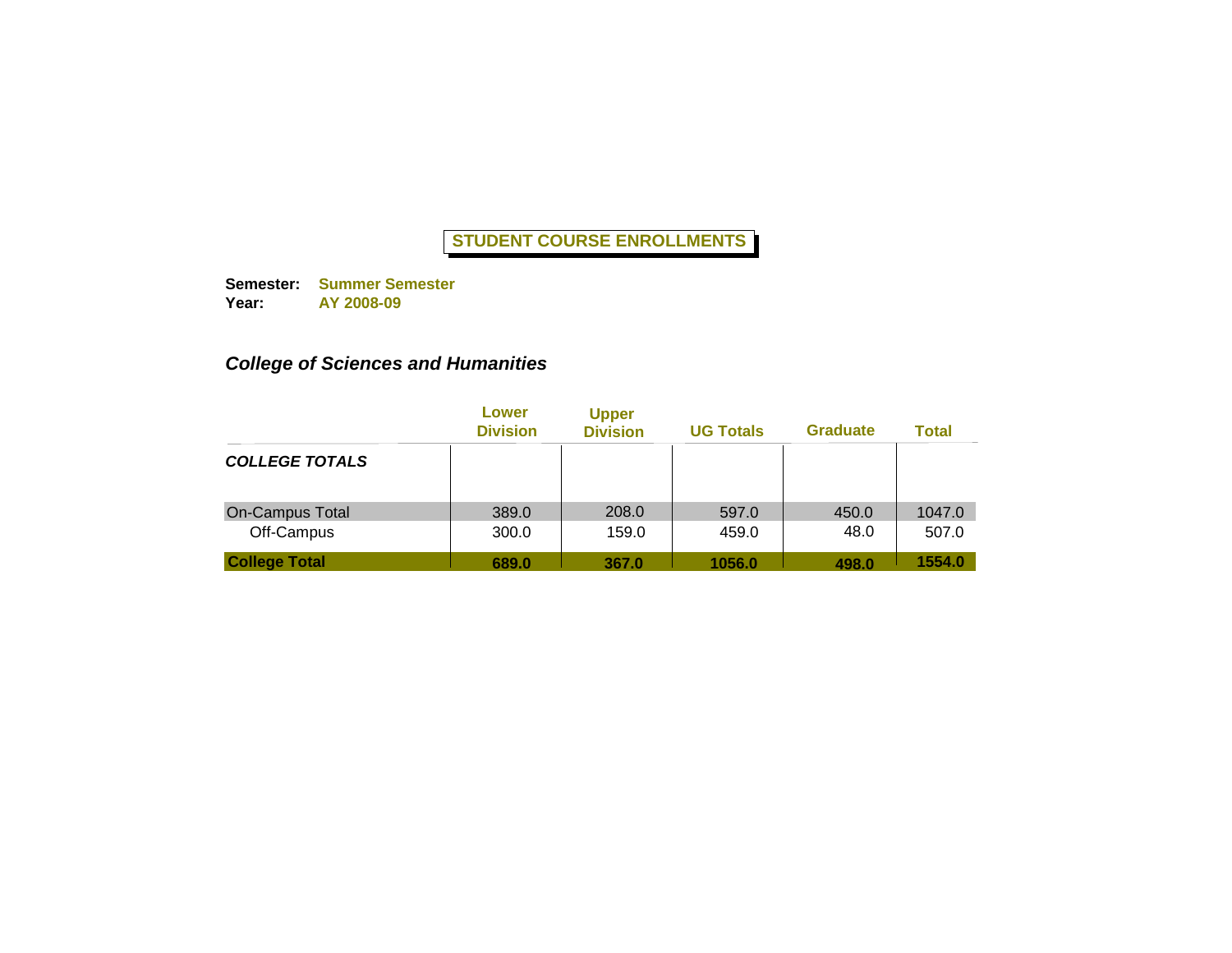# STUDENT COURSE ENROLLMENTS

**Semester:** **Summer Semester**
**Year:** **AY 2008-09**

## *College of Sciences and Humanities*

| | Lower Division | Upper Division | UG Totals | Graduate | Total |
|---|---|---|---|---|---|
| ***COLLEGE TOTALS*** | | | | | |
| On-Campus Total | 389.0 | 208.0 | 597.0 | 450.0 | 1047.0 |
| Off-Campus | 300.0 | 159.0 | 459.0 | 48.0 | 507.0 |
| **College Total** | **689.0** | **367.0** | **1056.0** | **498.0** | **1554.0** |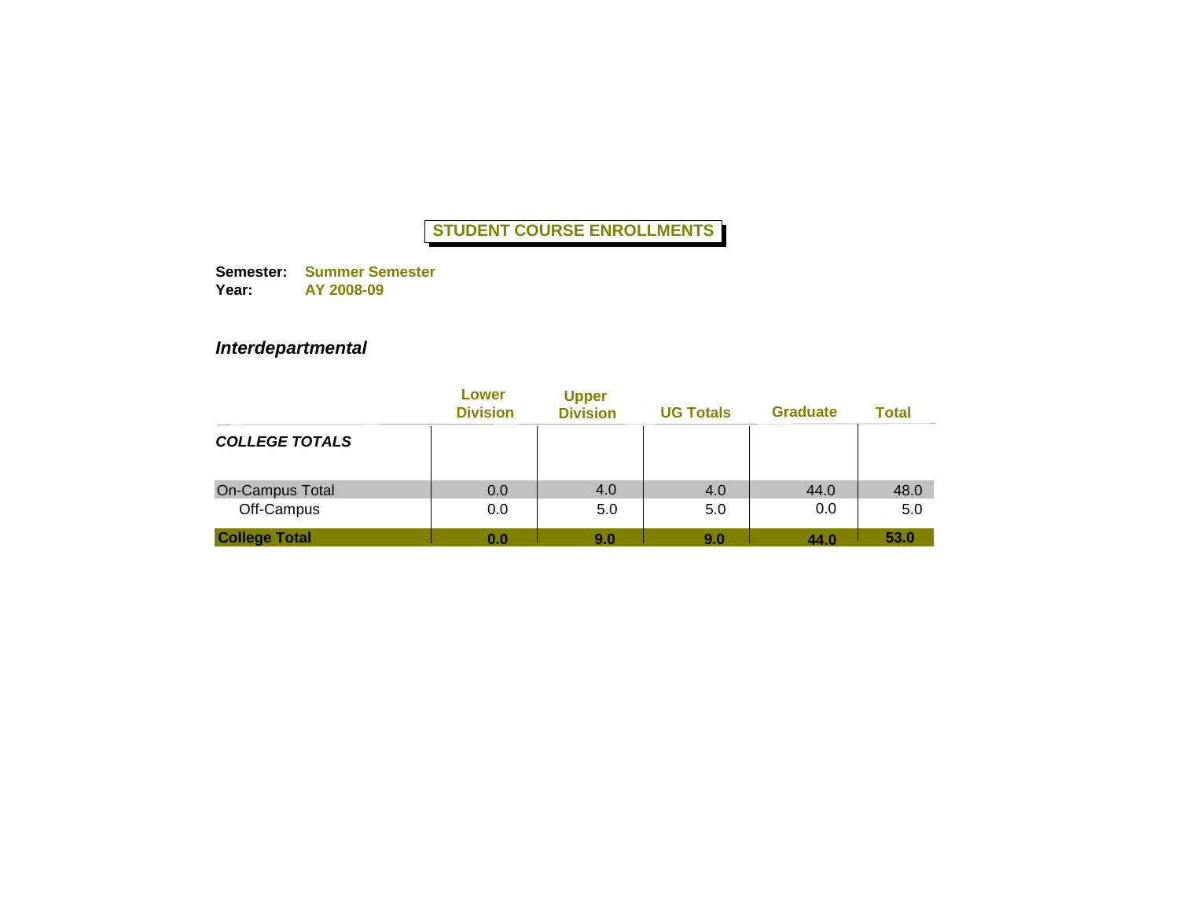# STUDENT COURSE ENROLLMENTS

**Semester:** **Summer Semester**
**Year:** **AY 2008-09**

## *Interdepartmental*

| | Lower Division | Upper Division | UG Totals | Graduate | Total |
|---|---|---|---|---|---|
| ***COLLEGE TOTALS*** | | | | | |
| On-Campus Total | 0.0 | 4.0 | 4.0 | 44.0 | 48.0 |
| Off-Campus | 0.0 | 5.0 | 5.0 | 0.0 | 5.0 |
| **College Total** | **0.0** | **9.0** | **9.0** | **44.0** | **53.0** |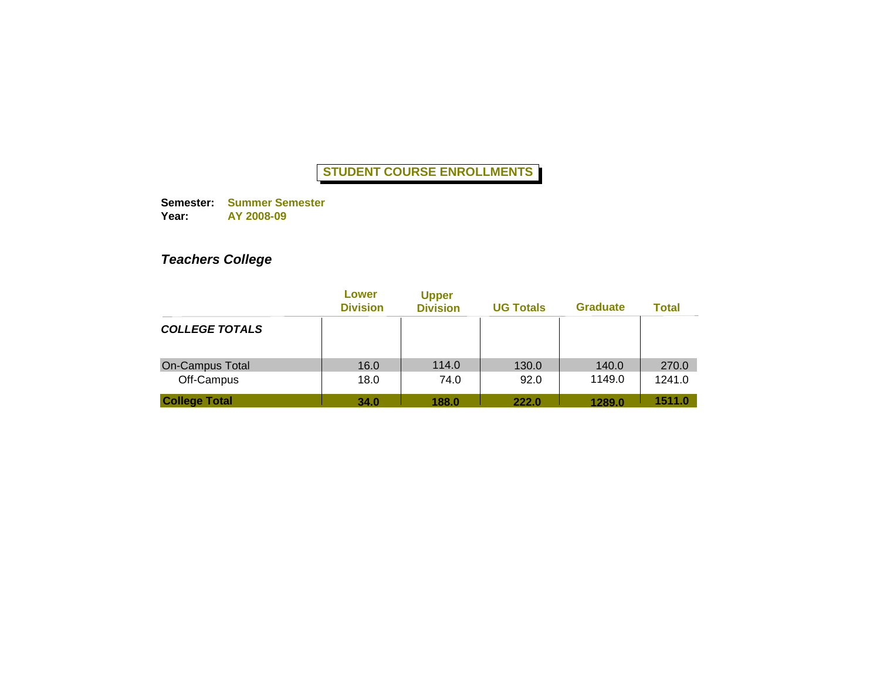**STUDENT COURSE ENROLLMENTS**

**Semester:** **Summer Semester**
**Year:** **AY 2008-09**

***Teachers College***

| | Lower Division | Upper Division | UG Totals | Graduate | Total |
|---|---|---|---|---|---|
| ***COLLEGE TOTALS*** | | | | | |
| On-Campus Total | 16.0 | 114.0 | 130.0 | 140.0 | 270.0 |
| Off-Campus | 18.0 | 74.0 | 92.0 | 1149.0 | 1241.0 |
| **College Total** | **34.0** | **188.0** | **222.0** | **1289.0** | **1511.0** |